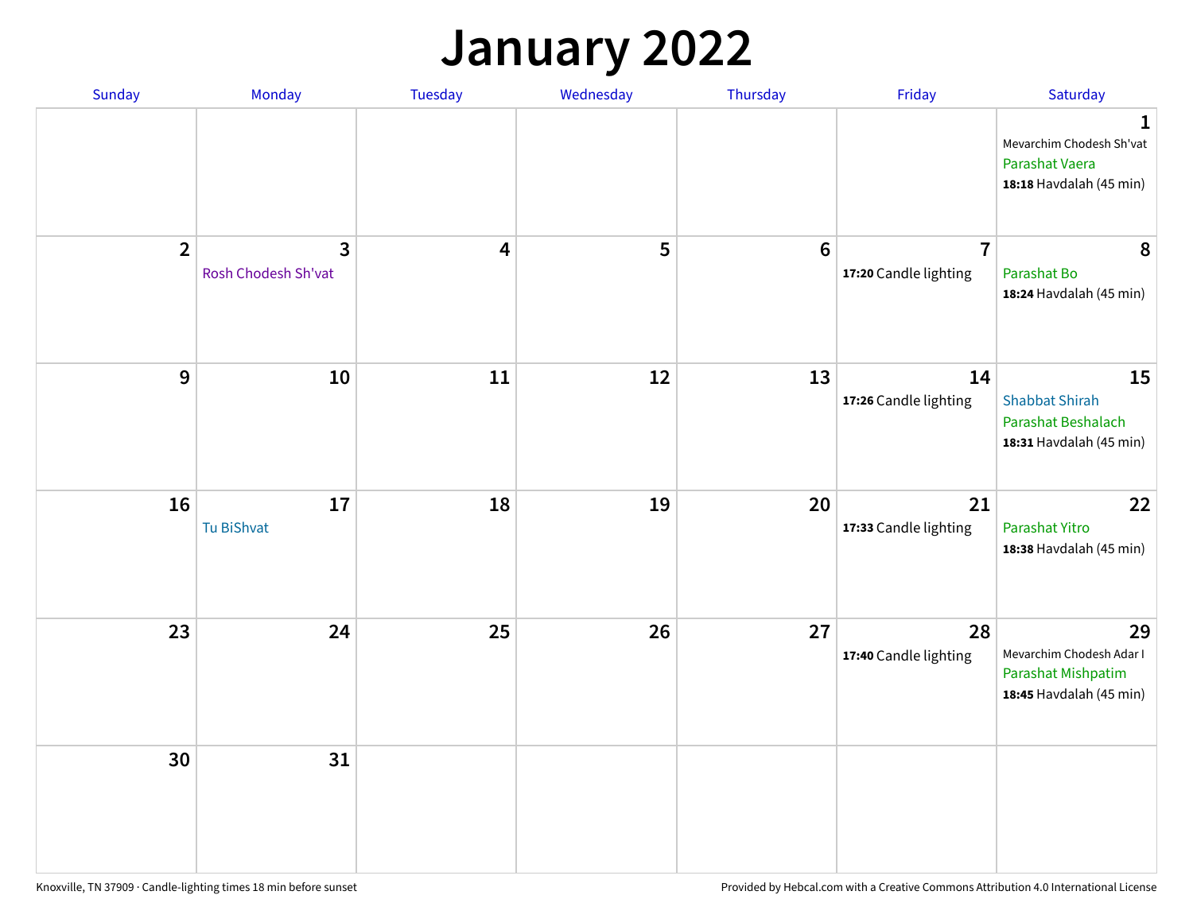# January 2022

| Sunday | Monday | Tuesday | Wednesday | Thursday | Friday | Saturday |
|---|---|---|---|---|---|---|
| | | | | | | **1** Mevarchim Chodesh Sh'vat Parashat Vaera **18:18** Havdalah (45 min) |
| **2** | **3** Rosh Chodesh Sh'vat | **4** | **5** | **6** | **7** **17:20** Candle lighting | **8** Parashat Bo **18:24** Havdalah (45 min) |
| **9** | **10** | **11** | **12** | **13** | **14** **17:26** Candle lighting | **15** Shabbat Shirah Parashat Beshalach **18:31** Havdalah (45 min) |
| **16** | **17** Tu BiShvat | **18** | **19** | **20** | **21** **17:33** Candle lighting | **22** Parashat Yitro **18:38** Havdalah (45 min) |
| **23** | **24** | **25** | **26** | **27** | **28** **17:40** Candle lighting | **29** Mevarchim Chodesh Adar I Parashat Mishpatim **18:45** Havdalah (45 min) |
| **30** | **31** | | | | | |

Knoxville, TN 37909 · Candle-lighting times 18 min before sunset

Provided by Hebcal.com with a Creative Commons Attribution 4.0 International License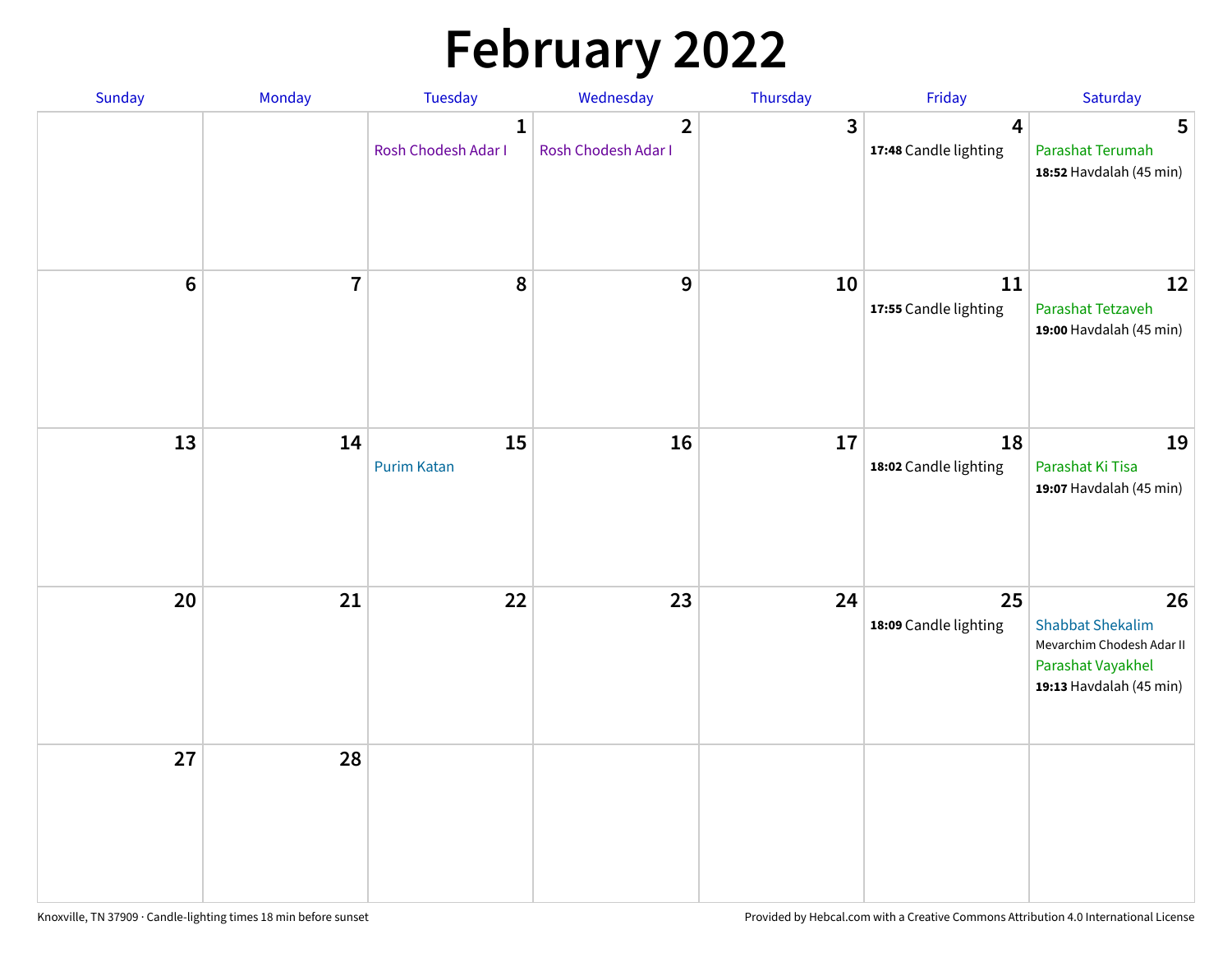# February 2022

| Sunday | Monday | Tuesday | Wednesday | Thursday | Friday | Saturday |
|---|---|---|---|---|---|---|
| | | 1<br>Rosh Chodesh Adar I | 2<br>Rosh Chodesh Adar I | 3 | 4<br>**17:48** Candle lighting | 5<br>Parashat Terumah<br>**18:52** Havdalah (45 min) |
| 6 | 7 | 8 | 9 | 10 | 11<br>**17:55** Candle lighting | 12<br>Parashat Tetzaveh<br>**19:00** Havdalah (45 min) |
| 13 | 14 | 15<br>Purim Katan | 16 | 17 | 18<br>**18:02** Candle lighting | 19<br>Parashat Ki Tisa<br>**19:07** Havdalah (45 min) |
| 20 | 21 | 22 | 23 | 24 | 25<br>**18:09** Candle lighting | 26<br>Shabbat Shekalim<br>Mevarchim Chodesh Adar II<br>Parashat Vayakhel<br>**19:13** Havdalah (45 min) |
| 27 | 28 | | | | | |

Knoxville, TN 37909 · Candle-lighting times 18 min before sunset

Provided by Hebcal.com with a Creative Commons Attribution 4.0 International License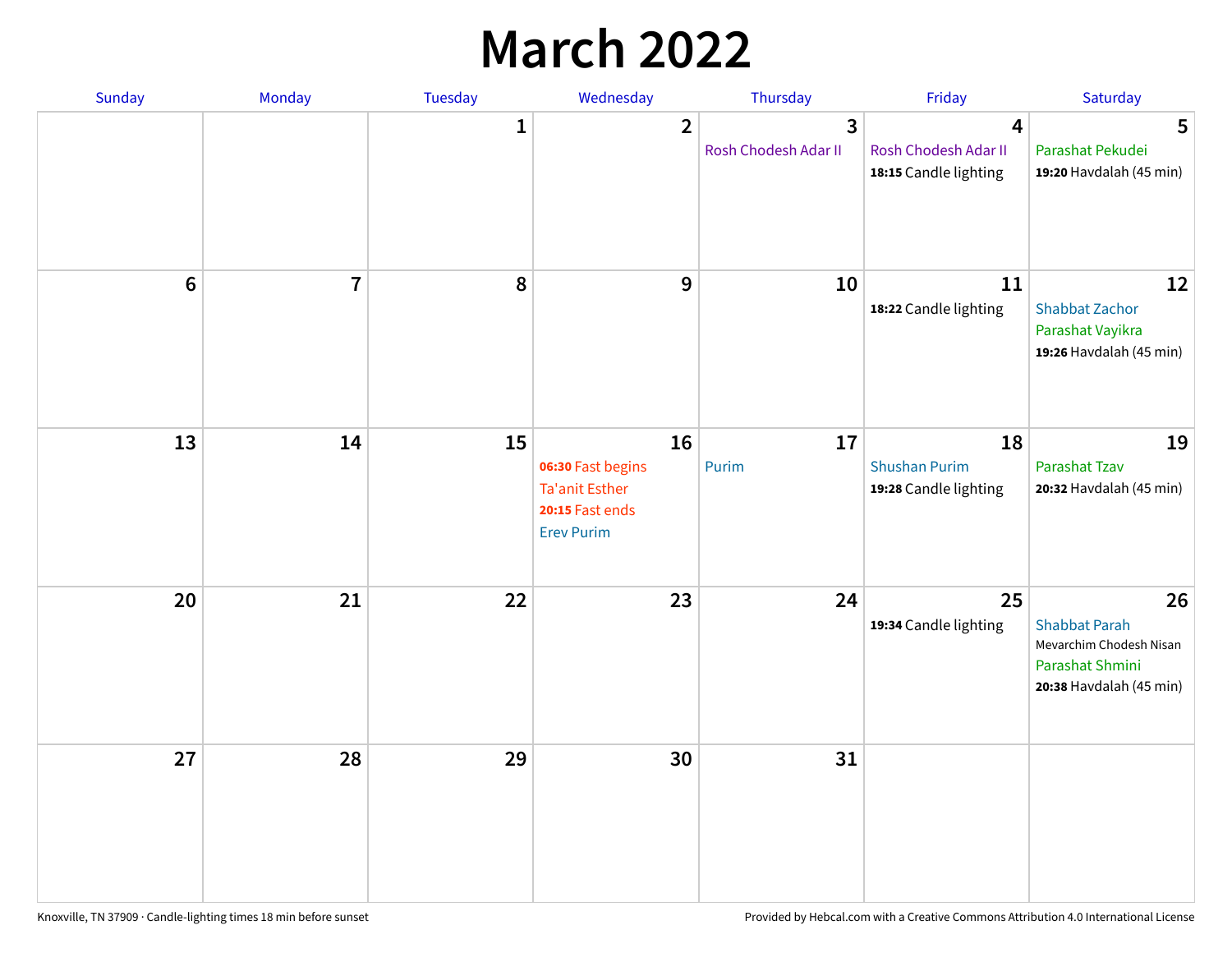# March 2022

| Sunday | Monday | Tuesday | Wednesday | Thursday | Friday | Saturday |
|---|---|---|---|---|---|---|
| | | 1 | 2 | 3<br>Rosh Chodesh Adar II | 4<br>Rosh Chodesh Adar II<br>**18:15** Candle lighting | 5<br>Parashat Pekudei<br>**19:20** Havdalah (45 min) |
| 6 | 7 | 8 | 9 | 10 | 11<br>**18:22** Candle lighting | 12<br>Shabbat Zachor<br>Parashat Vayikra<br>**19:26** Havdalah (45 min) |
| 13 | 14 | 15 | 16<br>**06:30** Fast begins<br>Ta'anit Esther<br>**20:15** Fast ends<br>Erev Purim | 17<br>Purim | 18<br>Shushan Purim<br>**19:28** Candle lighting | 19<br>Parashat Tzav<br>**20:32** Havdalah (45 min) |
| 20 | 21 | 22 | 23 | 24 | 25<br>**19:34** Candle lighting | 26<br>Shabbat Parah<br>Mevarchim Chodesh Nisan<br>Parashat Shmini<br>**20:38** Havdalah (45 min) |
| 27 | 28 | 29 | 30 | 31 | | |

Knoxville, TN 37909 · Candle-lighting times 18 min before sunset

Provided by Hebcal.com with a Creative Commons Attribution 4.0 International License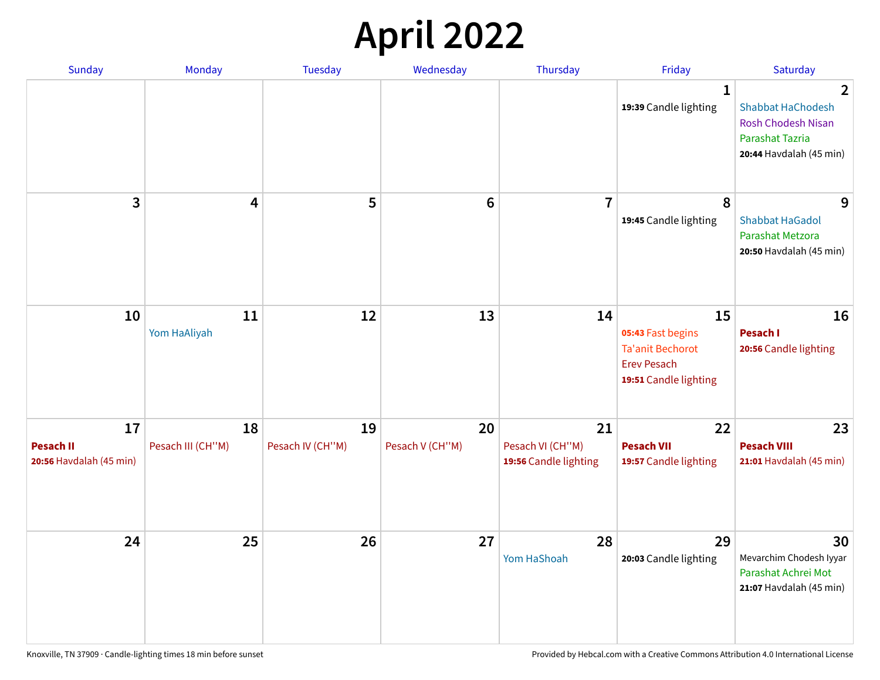# April 2022

| Sunday | Monday | Tuesday | Wednesday | Thursday | Friday | Saturday |
|---|---|---|---|---|---|---|
| | | | | | **1**<br>**19:39** Candle lighting | **2**<br>Shabbat HaChodesh<br>Rosh Chodesh Nisan<br>Parashat Tazria<br>**20:44** Havdalah (45 min) |
| **3** | **4** | **5** | **6** | **7** | **8**<br>**19:45** Candle lighting | **9**<br>Shabbat HaGadol<br>Parashat Metzora<br>**20:50** Havdalah (45 min) |
| **10** | **11**<br>Yom HaAliyah | **12** | **13** | **14** | **15**<br>**05:43** Fast begins<br>Ta'anit Bechorot<br>Erev Pesach<br>**19:51** Candle lighting | **16**<br>**Pesach I**<br>**20:56** Candle lighting |
| **17**<br>**Pesach II**<br>**20:56** Havdalah (45 min) | **18**<br>Pesach III (CH''M) | **19**<br>Pesach IV (CH''M) | **20**<br>Pesach V (CH''M) | **21**<br>Pesach VI (CH''M)<br>**19:56** Candle lighting | **22**<br>**Pesach VII**<br>**19:57** Candle lighting | **23**<br>**Pesach VIII**<br>**21:01** Havdalah (45 min) |
| **24** | **25** | **26** | **27** | **28**<br>Yom HaShoah | **29**<br>**20:03** Candle lighting | **30**<br>Mevarchim Chodesh Iyyar<br>Parashat Achrei Mot<br>**21:07** Havdalah (45 min) |

Knoxville, TN 37909 · Candle-lighting times 18 min before sunset

Provided by Hebcal.com with a Creative Commons Attribution 4.0 International License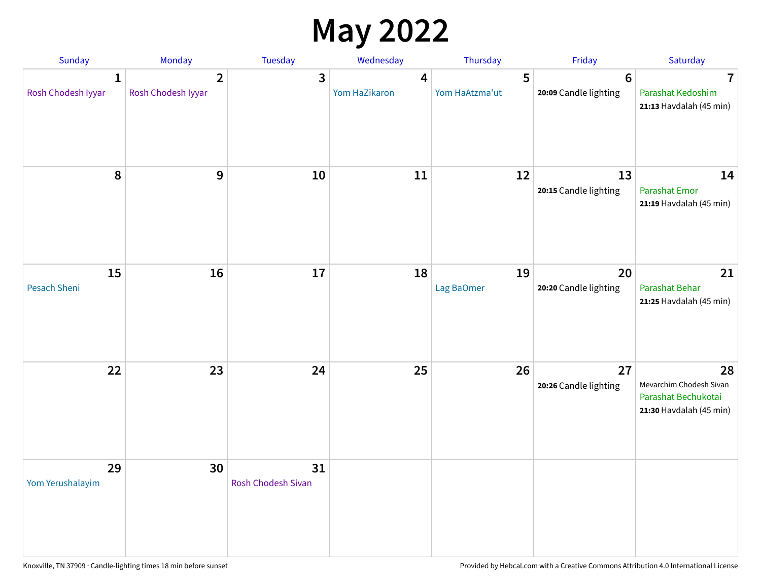# May 2022

| Sunday | Monday | Tuesday | Wednesday | Thursday | Friday | Saturday |
|---|---|---|---|---|---|---|
| **1** Rosh Chodesh Iyyar | **2** Rosh Chodesh Iyyar | **3** | **4** Yom HaZikaron | **5** Yom HaAtzma'ut | **6** **20:09** Candle lighting | **7** Parashat Kedoshim **21:13** Havdalah (45 min) |
| **8** | **9** | **10** | **11** | **12** | **13** **20:15** Candle lighting | **14** Parashat Emor **21:19** Havdalah (45 min) |
| **15** Pesach Sheni | **16** | **17** | **18** | **19** Lag BaOmer | **20** **20:20** Candle lighting | **21** Parashat Behar **21:25** Havdalah (45 min) |
| **22** | **23** | **24** | **25** | **26** | **27** **20:26** Candle lighting | **28** Mevarchim Chodesh Sivan Parashat Bechukotai **21:30** Havdalah (45 min) |
| **29** Yom Yerushalayim | **30** | **31** Rosh Chodesh Sivan | | | | |

Knoxville, TN 37909 · Candle-lighting times 18 min before sunset

Provided by Hebcal.com with a Creative Commons Attribution 4.0 International License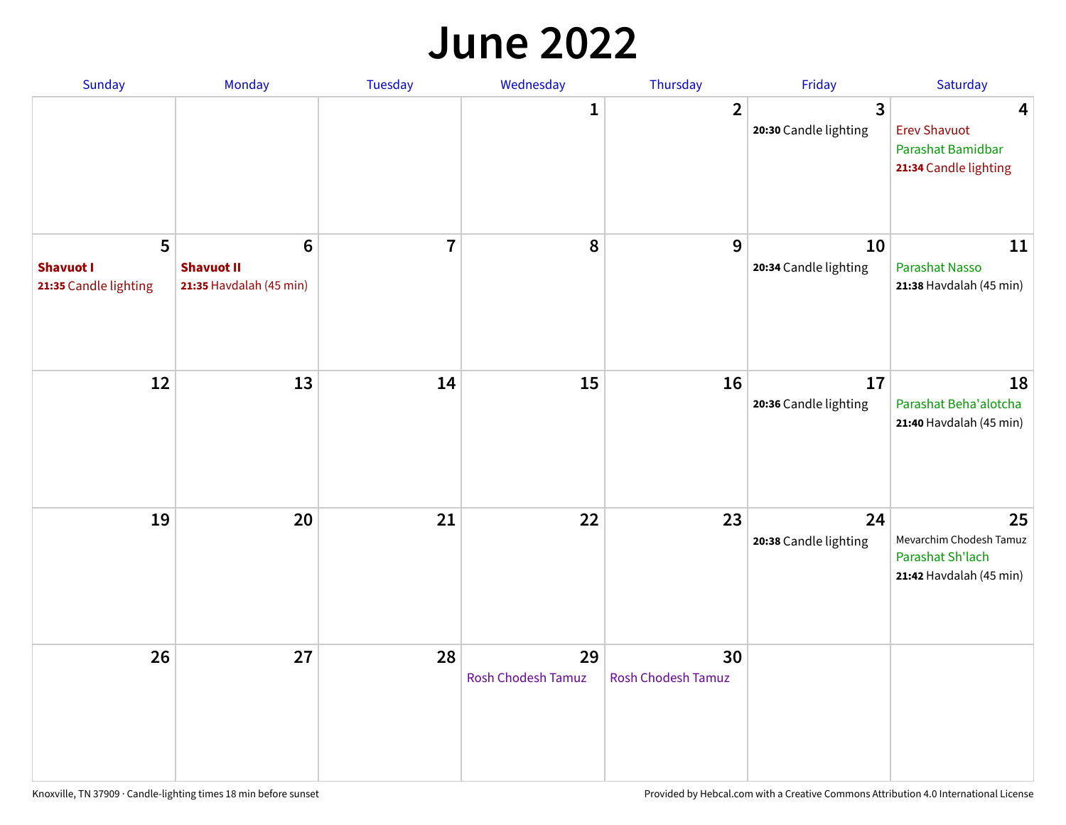# June 2022

| Sunday | Monday | Tuesday | Wednesday | Thursday | Friday | Saturday |
|---|---|---|---|---|---|---|
| | | | 1 | 2 | 3<br>**20:30** Candle lighting | 4<br>Erev Shavuot<br>Parashat Bamidbar<br>**21:34** Candle lighting |
| 5<br>**Shavuot I**<br>**21:35** Candle lighting | 6<br>**Shavuot II**<br>**21:35** Havdalah (45 min) | 7 | 8 | 9 | 10<br>**20:34** Candle lighting | 11<br>Parashat Nasso<br>**21:38** Havdalah (45 min) |
| 12 | 13 | 14 | 15 | 16 | 17<br>**20:36** Candle lighting | 18<br>Parashat Beha'alotcha<br>**21:40** Havdalah (45 min) |
| 19 | 20 | 21 | 22 | 23 | 24<br>**20:38** Candle lighting | 25<br>Mevarchim Chodesh Tamuz<br>Parashat Sh'lach<br>**21:42** Havdalah (45 min) |
| 26 | 27 | 28 | 29<br>Rosh Chodesh Tamuz | 30<br>Rosh Chodesh Tamuz | | |

Knoxville, TN 37909 · Candle-lighting times 18 min before sunset

Provided by Hebcal.com with a Creative Commons Attribution 4.0 International License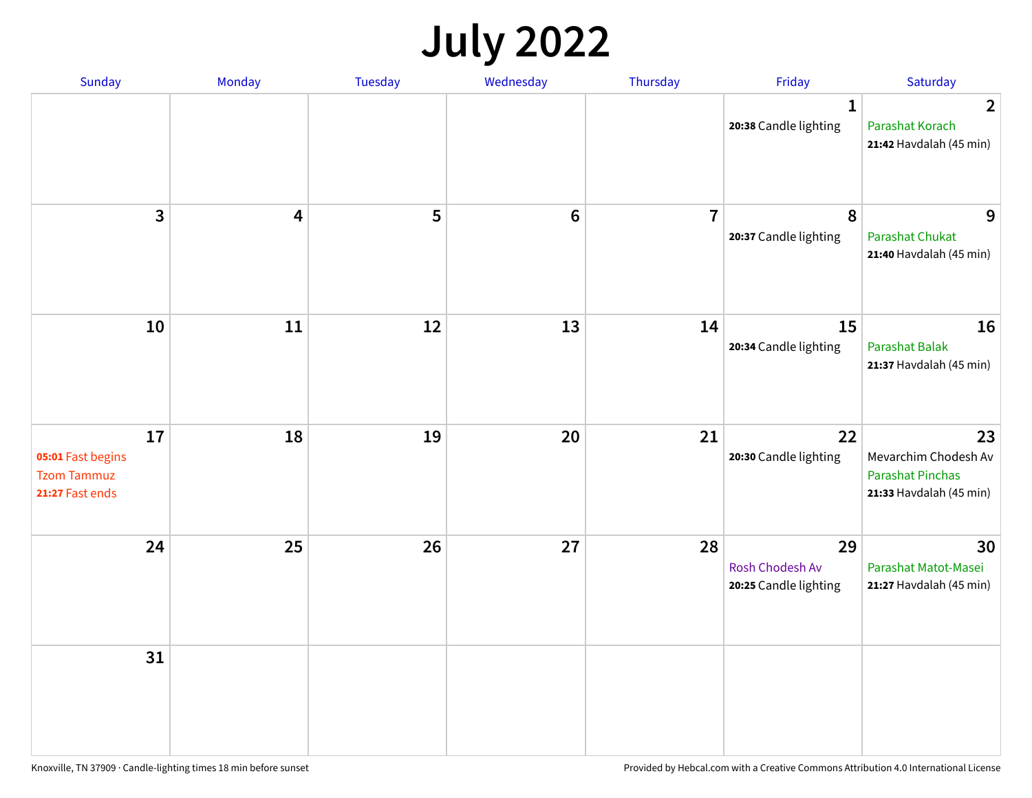# July 2022

| Sunday | Monday | Tuesday | Wednesday | Thursday | Friday | Saturday |
|---|---|---|---|---|---|---|
| | | | | | **1**<br>**20:38** Candle lighting | **2**<br>Parashat Korach<br>**21:42** Havdalah (45 min) |
| **3** | **4** | **5** | **6** | **7** | **8**<br>**20:37** Candle lighting | **9**<br>Parashat Chukat<br>**21:40** Havdalah (45 min) |
| **10** | **11** | **12** | **13** | **14** | **15**<br>**20:34** Candle lighting | **16**<br>Parashat Balak<br>**21:37** Havdalah (45 min) |
| **17**<br>**05:01** Fast begins<br>Tzom Tammuz<br>**21:27** Fast ends | **18** | **19** | **20** | **21** | **22**<br>**20:30** Candle lighting | **23**<br>Mevarchim Chodesh Av<br>Parashat Pinchas<br>**21:33** Havdalah (45 min) |
| **24** | **25** | **26** | **27** | **28** | **29**<br>Rosh Chodesh Av<br>**20:25** Candle lighting | **30**<br>Parashat Matot-Masei<br>**21:27** Havdalah (45 min) |
| **31** | | | | | | |

Knoxville, TN 37909 · Candle-lighting times 18 min before sunset

Provided by Hebcal.com with a Creative Commons Attribution 4.0 International License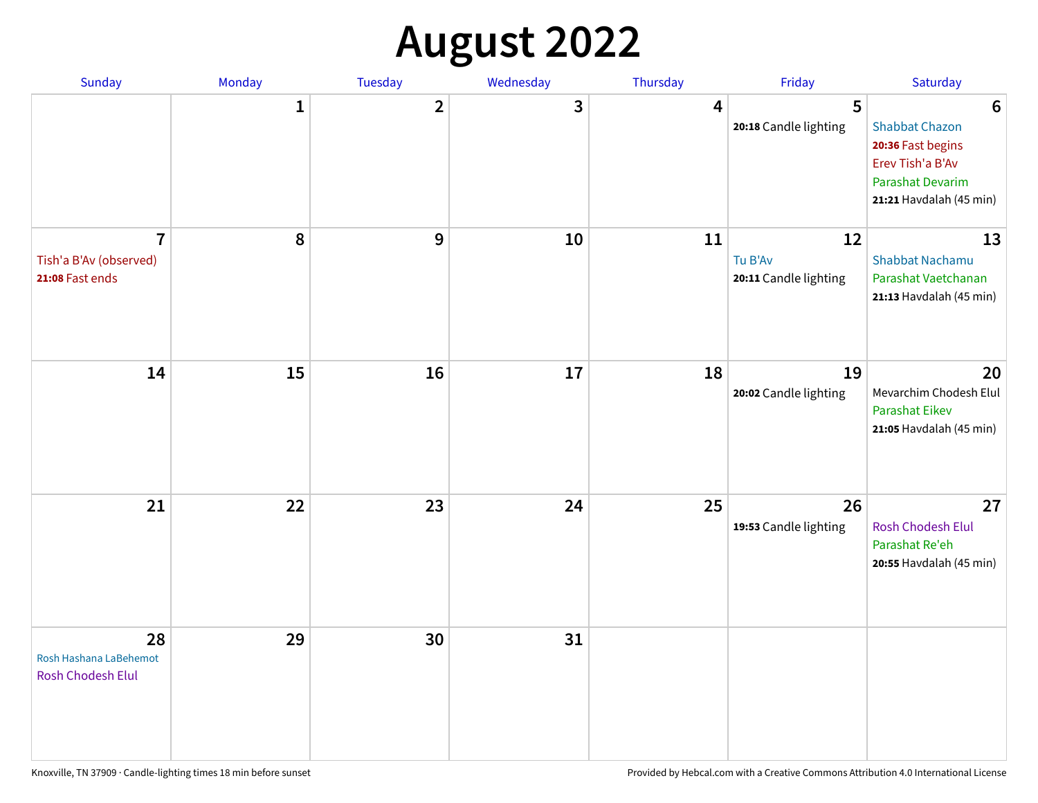# August 2022

| Sunday | Monday | Tuesday | Wednesday | Thursday | Friday | Saturday |
|---|---|---|---|---|---|---|
| | 1 | 2 | 3 | 4 | 5<br>**20:18** Candle lighting | 6<br>Shabbat Chazon<br>**20:36** Fast begins<br>Erev Tish'a B'Av<br>Parashat Devarim<br>**21:21** Havdalah (45 min) |
| 7<br>Tish'a B'Av (observed)<br>**21:08** Fast ends | 8 | 9 | 10 | 11 | 12<br>Tu B'Av<br>**20:11** Candle lighting | 13<br>Shabbat Nachamu<br>Parashat Vaetchanan<br>**21:13** Havdalah (45 min) |
| 14 | 15 | 16 | 17 | 18 | 19<br>**20:02** Candle lighting | 20<br>Mevarchim Chodesh Elul<br>Parashat Eikev<br>**21:05** Havdalah (45 min) |
| 21 | 22 | 23 | 24 | 25 | 26<br>**19:53** Candle lighting | 27<br>Rosh Chodesh Elul<br>Parashat Re'eh<br>**20:55** Havdalah (45 min) |
| 28<br>Rosh Hashana LaBehemot<br>Rosh Chodesh Elul | 29 | 30 | 31 | | | |

Knoxville, TN 37909 · Candle-lighting times 18 min before sunset

Provided by Hebcal.com with a Creative Commons Attribution 4.0 International License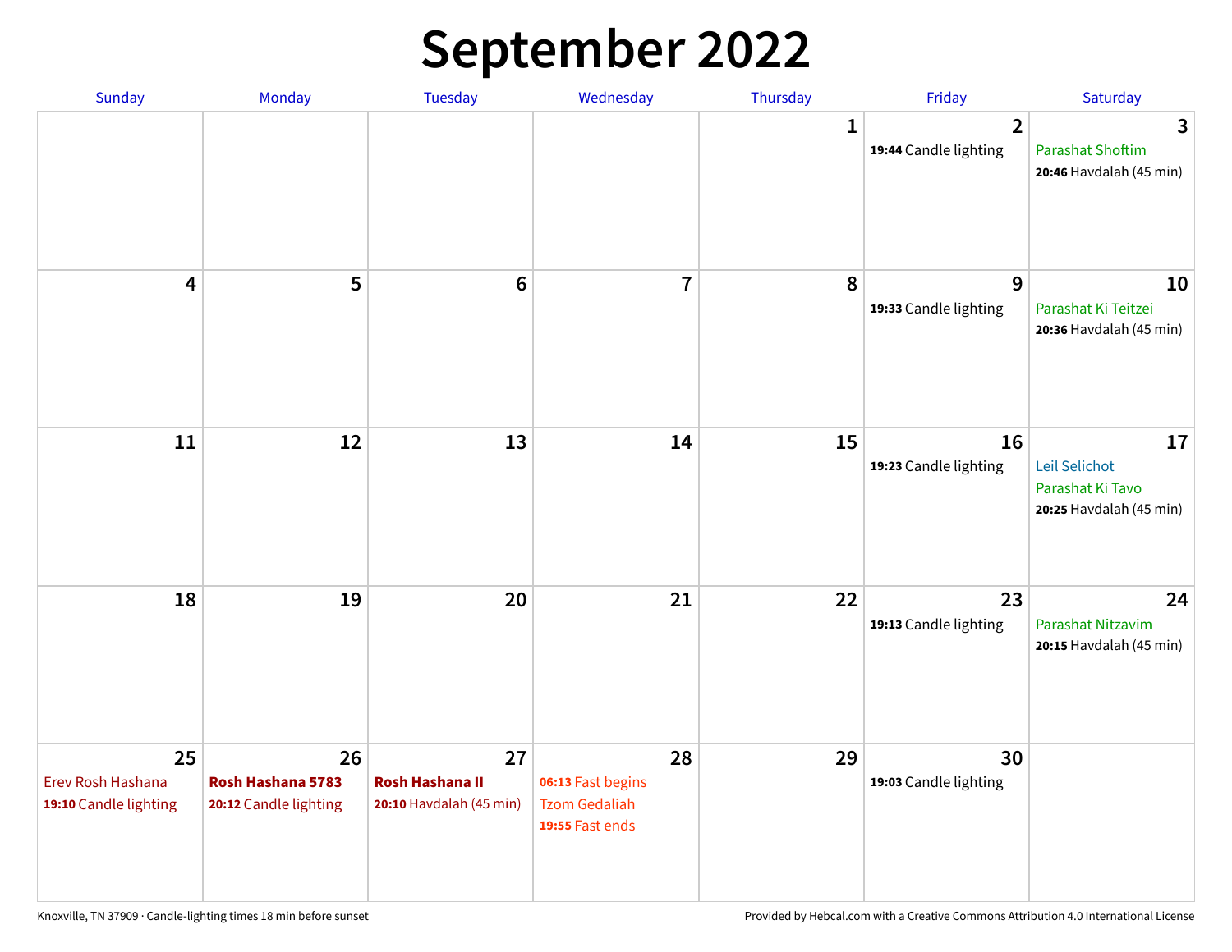# September 2022

| Sunday | Monday | Tuesday | Wednesday | Thursday | Friday | Saturday |
|---|---|---|---|---|---|---|
| | | | | 1 | 2<br>**19:44** Candle lighting | 3<br>Parashat Shoftim<br>**20:46** Havdalah (45 min) |
| 4 | 5 | 6 | 7 | 8 | 9<br>**19:33** Candle lighting | 10<br>Parashat Ki Teitzei<br>**20:36** Havdalah (45 min) |
| 11 | 12 | 13 | 14 | 15 | 16<br>**19:23** Candle lighting | 17<br>Leil Selichot<br>Parashat Ki Tavo<br>**20:25** Havdalah (45 min) |
| 18 | 19 | 20 | 21 | 22 | 23<br>**19:13** Candle lighting | 24<br>Parashat Nitzavim<br>**20:15** Havdalah (45 min) |
| 25<br>Erev Rosh Hashana<br>**19:10** Candle lighting | 26<br>**Rosh Hashana 5783**<br>**20:12** Candle lighting | 27<br>**Rosh Hashana II**<br>**20:10** Havdalah (45 min) | 28<br>**06:13** Fast begins<br>Tzom Gedaliah<br>**19:55** Fast ends | 29 | 30<br>**19:03** Candle lighting | |

Knoxville, TN 37909 · Candle-lighting times 18 min before sunset

Provided by Hebcal.com with a Creative Commons Attribution 4.0 International License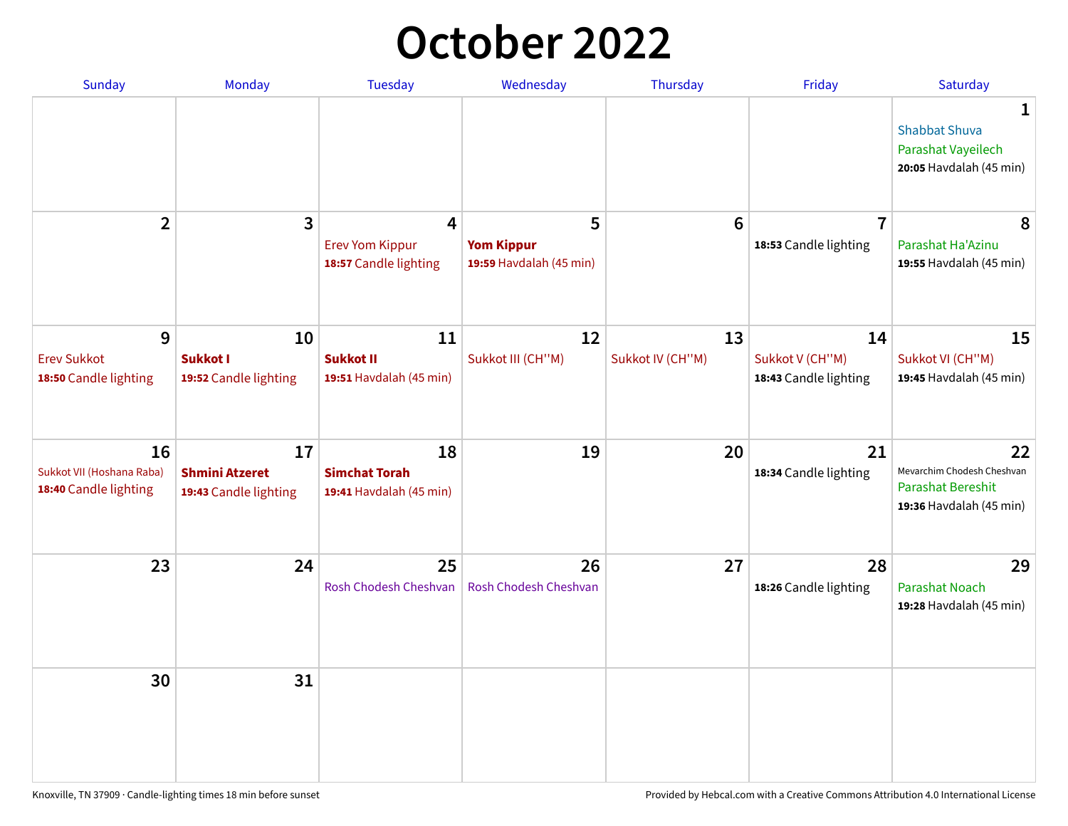# October 2022

| Sunday | Monday | Tuesday | Wednesday | Thursday | Friday | Saturday |
|---|---|---|---|---|---|---|
| | | | | | | **1** Shabbat Shuva<br>Parashat Vayeilech<br>**20:05** Havdalah (45 min) |
| **2** | **3** | **4** Erev Yom Kippur<br>**18:57** Candle lighting | **5** **Yom Kippur**<br>**19:59** Havdalah (45 min) | **6** | **7** **18:53** Candle lighting | **8** Parashat Ha'Azinu<br>**19:55** Havdalah (45 min) |
| **9** Erev Sukkot<br>**18:50** Candle lighting | **10** **Sukkot I**<br>**19:52** Candle lighting | **11** **Sukkot II**<br>**19:51** Havdalah (45 min) | **12** Sukkot III (CH''M) | **13** Sukkot IV (CH''M) | **14** Sukkot V (CH''M)<br>**18:43** Candle lighting | **15** Sukkot VI (CH''M)<br>**19:45** Havdalah (45 min) |
| **16** Sukkot VII (Hoshana Raba)<br>**18:40** Candle lighting | **17** **Shmini Atzeret**<br>**19:43** Candle lighting | **18** **Simchat Torah**<br>**19:41** Havdalah (45 min) | **19** | **20** | **21** **18:34** Candle lighting | **22** Mevarchim Chodesh Cheshvan<br>Parashat Bereshit<br>**19:36** Havdalah (45 min) |
| **23** | **24** | **25** Rosh Chodesh Cheshvan | **26** Rosh Chodesh Cheshvan | **27** | **28** **18:26** Candle lighting | **29** Parashat Noach<br>**19:28** Havdalah (45 min) |
| **30** | **31** | | | | | |

Knoxville, TN 37909 · Candle-lighting times 18 min before sunset

Provided by Hebcal.com with a Creative Commons Attribution 4.0 International License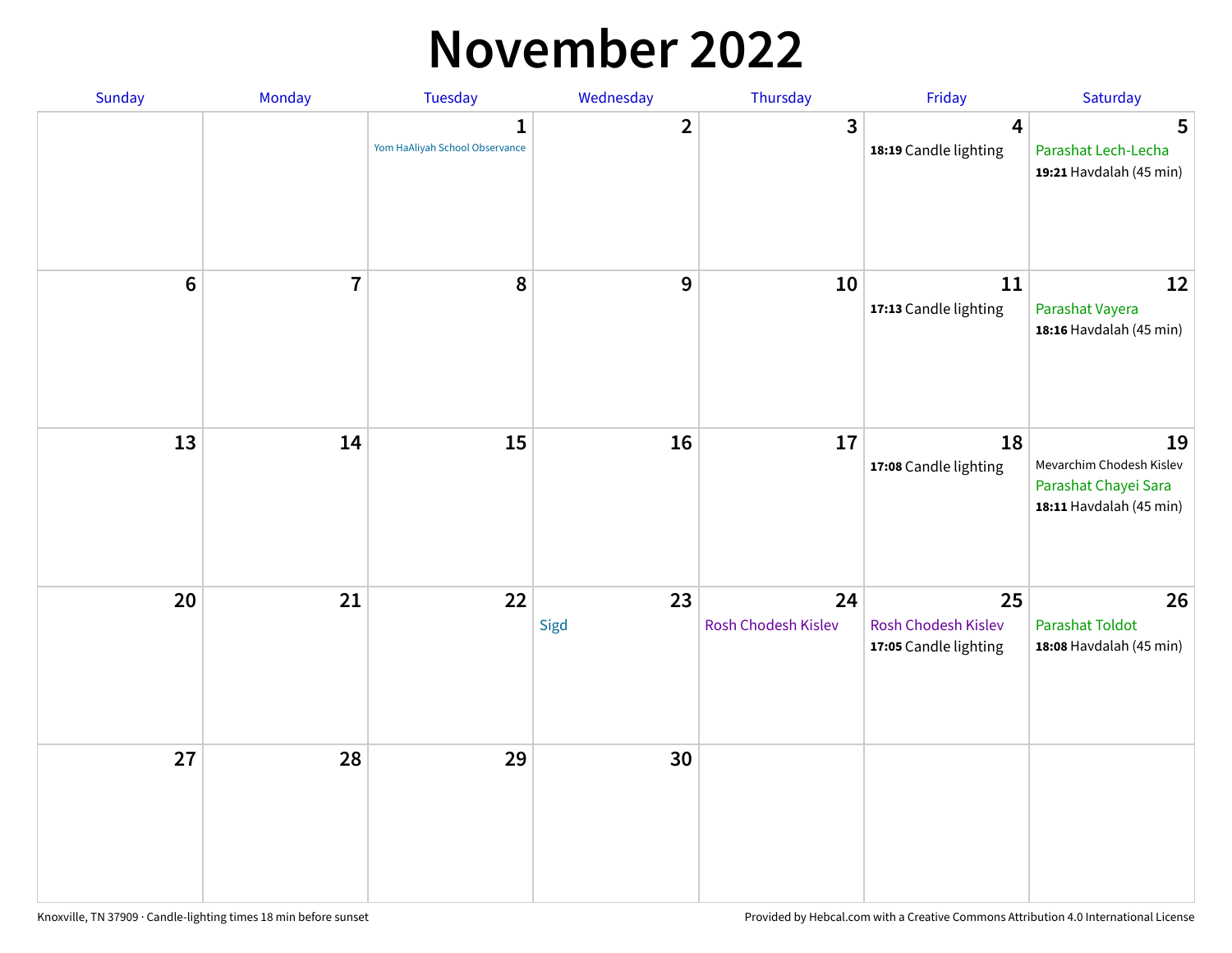# November 2022

| Sunday | Monday | Tuesday | Wednesday | Thursday | Friday | Saturday |
|---|---|---|---|---|---|---|
| | | 1<br>Yom HaAliyah School Observance | 2 | 3 | 4<br>**18:19** Candle lighting | 5<br>Parashat Lech-Lecha<br>**19:21** Havdalah (45 min) |
| 6 | 7 | 8 | 9 | 10 | 11<br>**17:13** Candle lighting | 12<br>Parashat Vayera<br>**18:16** Havdalah (45 min) |
| 13 | 14 | 15 | 16 | 17 | 18<br>**17:08** Candle lighting | 19<br>Mevarchim Chodesh Kislev<br>Parashat Chayei Sara<br>**18:11** Havdalah (45 min) |
| 20 | 21 | 22 | 23<br>Sigd | 24<br>Rosh Chodesh Kislev | 25<br>Rosh Chodesh Kislev<br>**17:05** Candle lighting | 26<br>Parashat Toldot<br>**18:08** Havdalah (45 min) |
| 27 | 28 | 29 | 30 | | | |

Knoxville, TN 37909 · Candle-lighting times 18 min before sunset

Provided by Hebcal.com with a Creative Commons Attribution 4.0 International License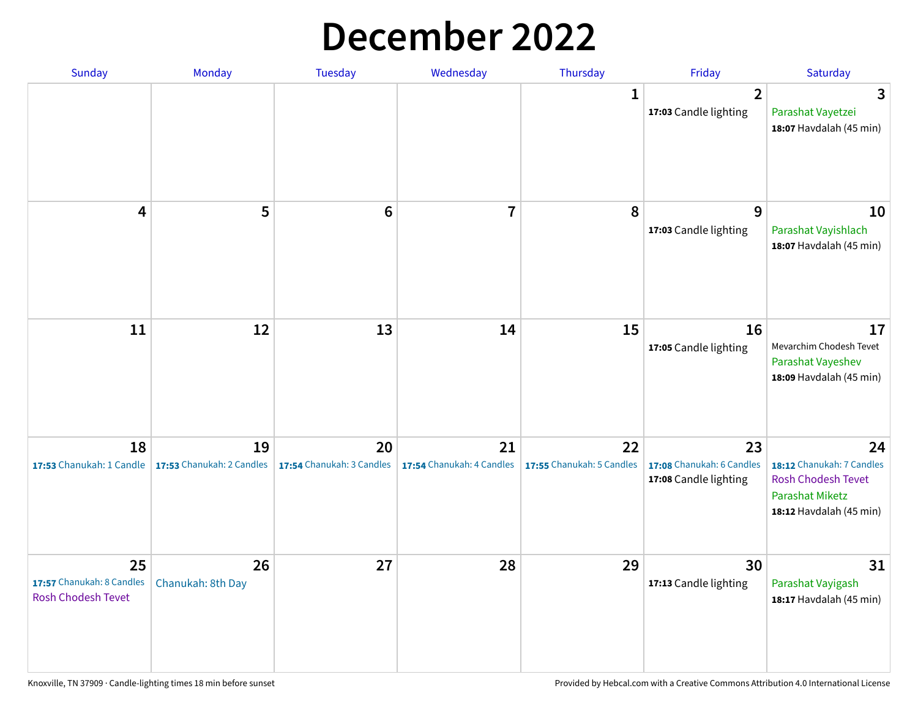# December 2022

| Sunday | Monday | Tuesday | Wednesday | Thursday | Friday | Saturday |
|---|---|---|---|---|---|---|
| | | | | 1 | 2<br>**17:03** Candle lighting | 3<br>Parashat Vayetzei<br>**18:07** Havdalah (45 min) |
| 4 | 5 | 6 | 7 | 8 | 9<br>**17:03** Candle lighting | 10<br>Parashat Vayishlach<br>**18:07** Havdalah (45 min) |
| 11 | 12 | 13 | 14 | 15 | 16<br>**17:05** Candle lighting | 17<br>Mevarchim Chodesh Tevet<br>Parashat Vayeshev<br>**18:09** Havdalah (45 min) |
| 18<br>**17:53** Chanukah: 1 Candle | 19<br>**17:53** Chanukah: 2 Candles | 20<br>**17:54** Chanukah: 3 Candles | 21<br>**17:54** Chanukah: 4 Candles | 22<br>**17:55** Chanukah: 5 Candles | 23<br>**17:08** Chanukah: 6 Candles<br>**17:08** Candle lighting | 24<br>**18:12** Chanukah: 7 Candles<br>Rosh Chodesh Tevet<br>Parashat Miketz<br>**18:12** Havdalah (45 min) |
| 25<br>**17:57** Chanukah: 8 Candles<br>Rosh Chodesh Tevet | 26<br>Chanukah: 8th Day | 27 | 28 | 29 | 30<br>**17:13** Candle lighting | 31<br>Parashat Vayigash<br>**18:17** Havdalah (45 min) |

Knoxville, TN 37909 · Candle-lighting times 18 min before sunset

Provided by Hebcal.com with a Creative Commons Attribution 4.0 International License